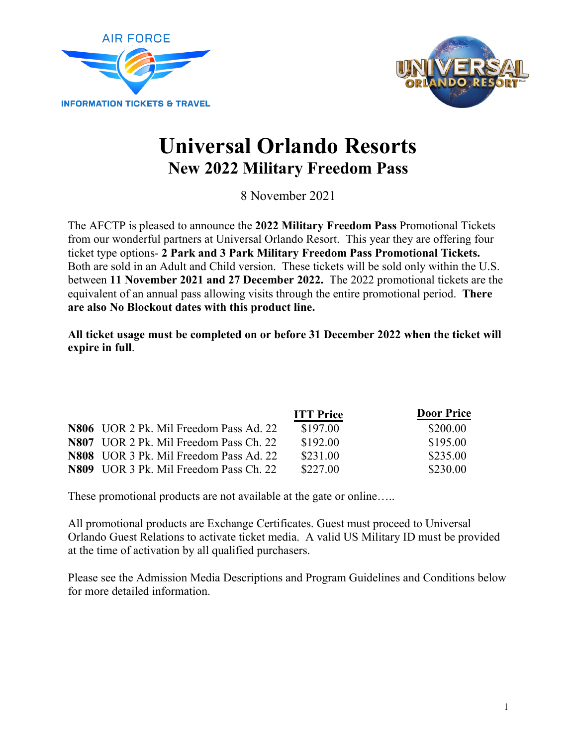# Universal Orlando Resorts

## New 2022 Military Freedom Pass

8 November 2021

The AFCTP is pleased to announce the **2022 Military Freedom Pass** Promotional Tickets from our wonderful partners at Universal Orlando Resort. This year they are offering four ticket type options- **2 Park and 3 Park Military Freedom Pass Promotional Tickets.** Both are sold in an Adult and Child version. These tickets will be sold only within the U.S. between **11 November 2021 and 27 December 2022.** The 2022 promotional tickets are the equivalent of an annual pass allowing visits through the entire promotional period. **There are also No Blockout dates with this product line.**

**All ticket usage must be completed on or before 31 December 2022 when the ticket will expire in full**.

| | ITT Price | Door Price |
|---|---|---|
| **N806** UOR 2 Pk. Mil Freedom Pass Ad. 22 | $197.00 | $200.00 |
| **N807** UOR 2 Pk. Mil Freedom Pass Ch. 22 | $192.00 | $195.00 |
| **N808** UOR 3 Pk. Mil Freedom Pass Ad. 22 | $231.00 | $235.00 |
| **N809** UOR 3 Pk. Mil Freedom Pass Ch. 22 | $227.00 | $230.00 |

These promotional products are not available at the gate or online…..

All promotional products are Exchange Certificates. Guest must proceed to Universal Orlando Guest Relations to activate ticket media. A valid US Military ID must be provided at the time of activation by all qualified purchasers.

Please see the Admission Media Descriptions and Program Guidelines and Conditions below for more detailed information.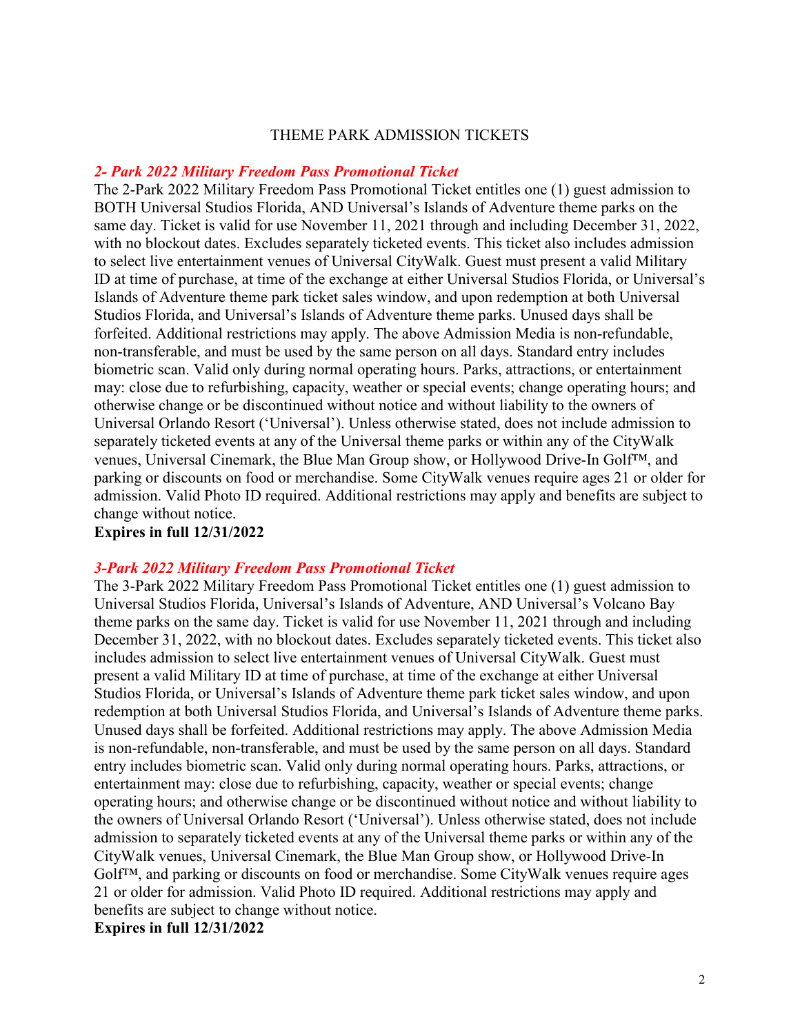THEME PARK ADMISSION TICKETS

***2- Park 2022 Military Freedom Pass Promotional Ticket***

The 2-Park 2022 Military Freedom Pass Promotional Ticket entitles one (1) guest admission to BOTH Universal Studios Florida, AND Universal's Islands of Adventure theme parks on the same day. Ticket is valid for use November 11, 2021 through and including December 31, 2022, with no blockout dates. Excludes separately ticketed events. This ticket also includes admission to select live entertainment venues of Universal CityWalk. Guest must present a valid Military ID at time of purchase, at time of the exchange at either Universal Studios Florida, or Universal's Islands of Adventure theme park ticket sales window, and upon redemption at both Universal Studios Florida, and Universal's Islands of Adventure theme parks. Unused days shall be forfeited. Additional restrictions may apply. The above Admission Media is non-refundable, non-transferable, and must be used by the same person on all days. Standard entry includes biometric scan. Valid only during normal operating hours. Parks, attractions, or entertainment may: close due to refurbishing, capacity, weather or special events; change operating hours; and otherwise change or be discontinued without notice and without liability to the owners of Universal Orlando Resort ('Universal'). Unless otherwise stated, does not include admission to separately ticketed events at any of the Universal theme parks or within any of the CityWalk venues, Universal Cinemark, the Blue Man Group show, or Hollywood Drive-In Golf™, and parking or discounts on food or merchandise. Some CityWalk venues require ages 21 or older for admission. Valid Photo ID required. Additional restrictions may apply and benefits are subject to change without notice.

**Expires in full 12/31/2022**

***3-Park 2022 Military Freedom Pass Promotional Ticket***

The 3-Park 2022 Military Freedom Pass Promotional Ticket entitles one (1) guest admission to Universal Studios Florida, Universal's Islands of Adventure, AND Universal's Volcano Bay theme parks on the same day. Ticket is valid for use November 11, 2021 through and including December 31, 2022, with no blockout dates. Excludes separately ticketed events. This ticket also includes admission to select live entertainment venues of Universal CityWalk. Guest must present a valid Military ID at time of purchase, at time of the exchange at either Universal Studios Florida, or Universal's Islands of Adventure theme park ticket sales window, and upon redemption at both Universal Studios Florida, and Universal's Islands of Adventure theme parks. Unused days shall be forfeited. Additional restrictions may apply. The above Admission Media is non-refundable, non-transferable, and must be used by the same person on all days. Standard entry includes biometric scan. Valid only during normal operating hours. Parks, attractions, or entertainment may: close due to refurbishing, capacity, weather or special events; change operating hours; and otherwise change or be discontinued without notice and without liability to the owners of Universal Orlando Resort ('Universal'). Unless otherwise stated, does not include admission to separately ticketed events at any of the Universal theme parks or within any of the CityWalk venues, Universal Cinemark, the Blue Man Group show, or Hollywood Drive-In Golf™, and parking or discounts on food or merchandise. Some CityWalk venues require ages 21 or older for admission. Valid Photo ID required. Additional restrictions may apply and benefits are subject to change without notice.

**Expires in full 12/31/2022**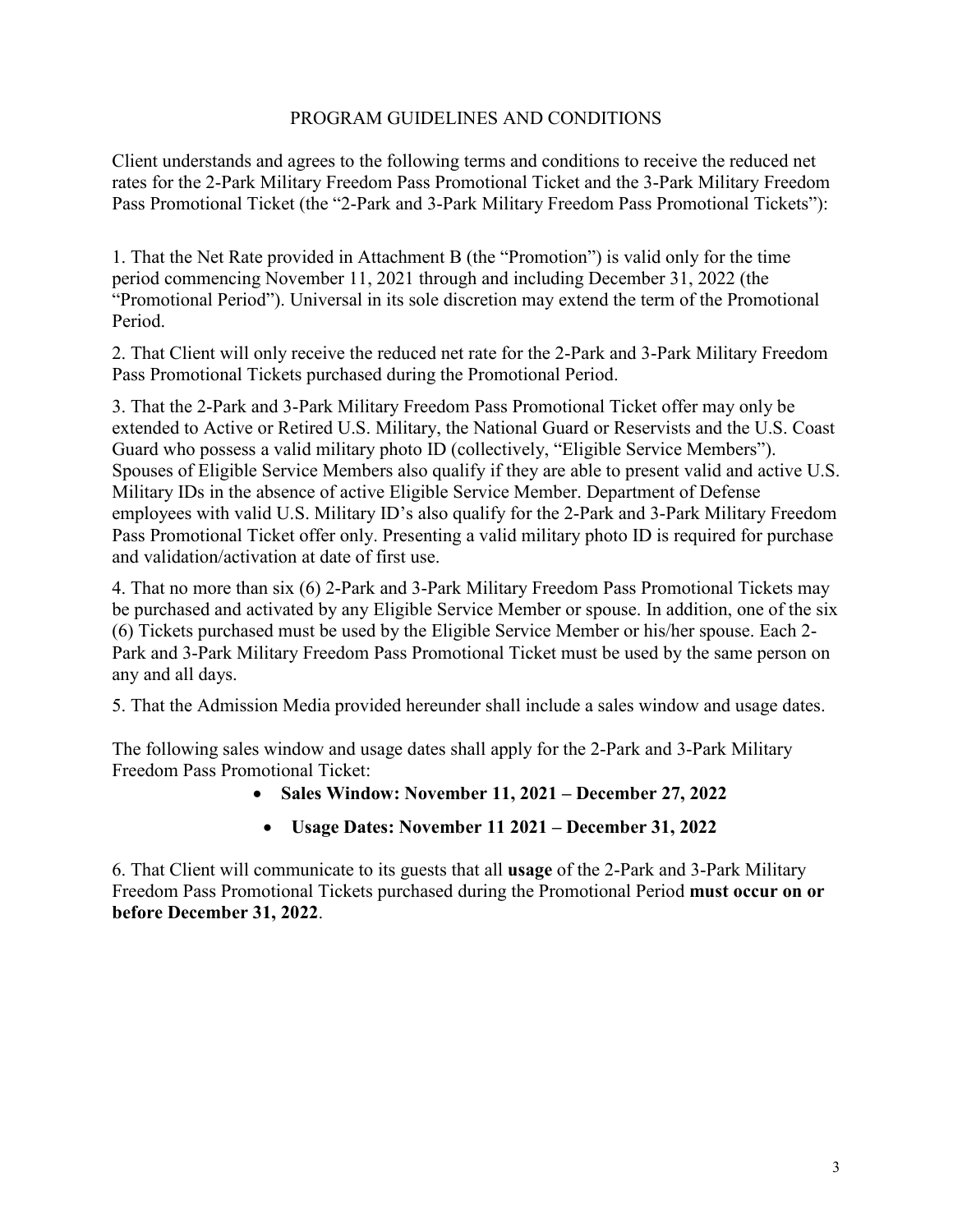# PROGRAM GUIDELINES AND CONDITIONS

Client understands and agrees to the following terms and conditions to receive the reduced net rates for the 2-Park Military Freedom Pass Promotional Ticket and the 3-Park Military Freedom Pass Promotional Ticket (the "2-Park and 3-Park Military Freedom Pass Promotional Tickets"):

1. That the Net Rate provided in Attachment B (the "Promotion") is valid only for the time period commencing November 11, 2021 through and including December 31, 2022 (the "Promotional Period"). Universal in its sole discretion may extend the term of the Promotional Period.

2. That Client will only receive the reduced net rate for the 2-Park and 3-Park Military Freedom Pass Promotional Tickets purchased during the Promotional Period.

3. That the 2-Park and 3-Park Military Freedom Pass Promotional Ticket offer may only be extended to Active or Retired U.S. Military, the National Guard or Reservists and the U.S. Coast Guard who possess a valid military photo ID (collectively, "Eligible Service Members"). Spouses of Eligible Service Members also qualify if they are able to present valid and active U.S. Military IDs in the absence of active Eligible Service Member. Department of Defense employees with valid U.S. Military ID's also qualify for the 2-Park and 3-Park Military Freedom Pass Promotional Ticket offer only. Presenting a valid military photo ID is required for purchase and validation/activation at date of first use.

4. That no more than six (6) 2-Park and 3-Park Military Freedom Pass Promotional Tickets may be purchased and activated by any Eligible Service Member or spouse. In addition, one of the six (6) Tickets purchased must be used by the Eligible Service Member or his/her spouse. Each 2-Park and 3-Park Military Freedom Pass Promotional Ticket must be used by the same person on any and all days.

5. That the Admission Media provided hereunder shall include a sales window and usage dates.

The following sales window and usage dates shall apply for the 2-Park and 3-Park Military Freedom Pass Promotional Ticket:

- **Sales Window: November 11, 2021 – December 27, 2022**
- **Usage Dates: November 11 2021 – December 31, 2022**

6. That Client will communicate to its guests that all **usage** of the 2-Park and 3-Park Military Freedom Pass Promotional Tickets purchased during the Promotional Period **must occur on or before December 31, 2022**.